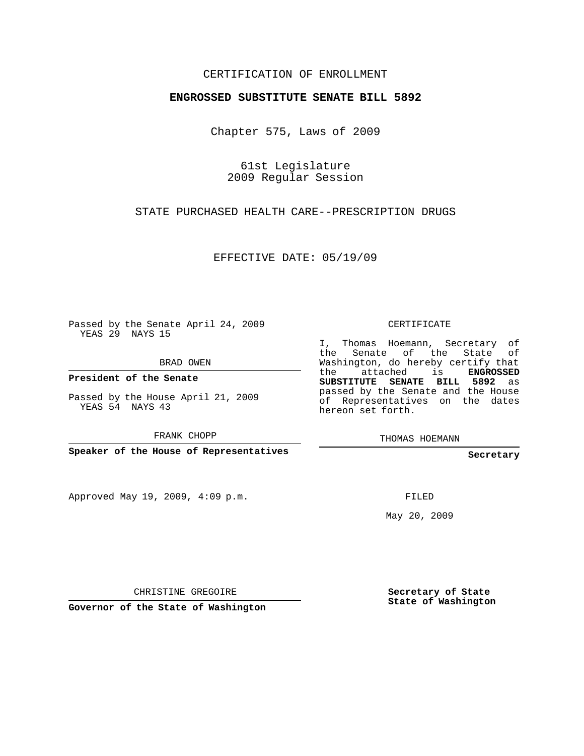CERTIFICATION OF ENROLLMENT

**ENGROSSED SUBSTITUTE SENATE BILL 5892**

Chapter 575, Laws of 2009

61st Legislature
2009 Regular Session

STATE PURCHASED HEALTH CARE--PRESCRIPTION DRUGS

EFFECTIVE DATE: 05/19/09

Passed by the Senate April 24, 2009
YEAS 29 NAYS 15

BRAD OWEN

**President of the Senate**

Passed by the House April 21, 2009
YEAS 54 NAYS 43

FRANK CHOPP

**Speaker of the House of Representatives**

CERTIFICATE

I, Thomas Hoemann, Secretary of the Senate of the State of Washington, do hereby certify that the attached is **ENGROSSED SUBSTITUTE SENATE BILL 5892** as passed by the Senate and the House of Representatives on the dates hereon set forth.

THOMAS HOEMANN

**Secretary**

Approved May 19, 2009, 4:09 p.m.

FILED

May 20, 2009

CHRISTINE GREGOIRE

**Governor of the State of Washington**

**Secretary of State**
**State of Washington**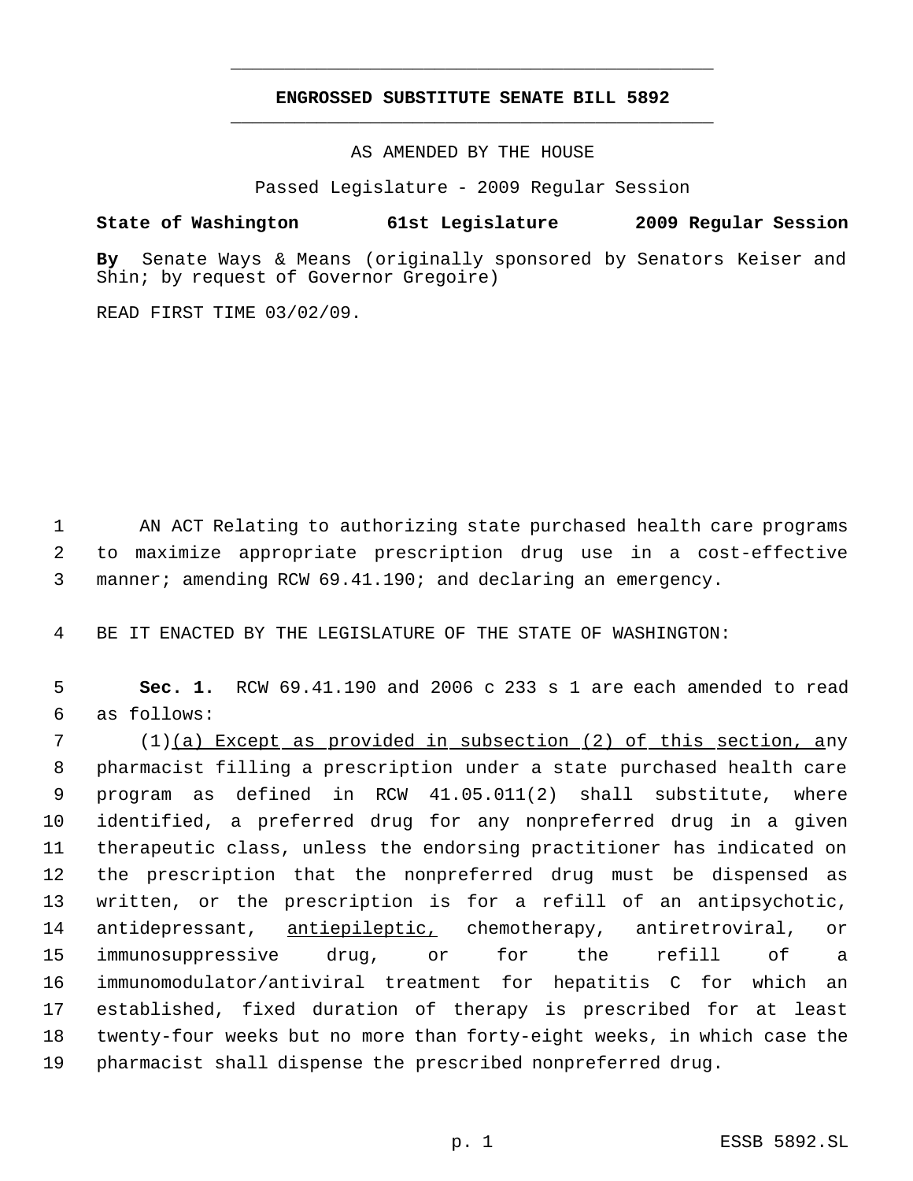# ENGROSSED SUBSTITUTE SENATE BILL 5892

AS AMENDED BY THE HOUSE

Passed Legislature - 2009 Regular Session

**State of Washington 61st Legislature 2009 Regular Session**

**By** Senate Ways & Means (originally sponsored by Senators Keiser and Shin; by request of Governor Gregoire)

READ FIRST TIME 03/02/09.

AN ACT Relating to authorizing state purchased health care programs to maximize appropriate prescription drug use in a cost-effective manner; amending RCW 69.41.190; and declaring an emergency.

BE IT ENACTED BY THE LEGISLATURE OF THE STATE OF WASHINGTON:

**Sec. 1.** RCW 69.41.190 and 2006 c 233 s 1 are each amended to read as follows:

(1)<u>(a) Except as provided in subsection (2) of this section, a</u>ny pharmacist filling a prescription under a state purchased health care program as defined in RCW 41.05.011(2) shall substitute, where identified, a preferred drug for any nonpreferred drug in a given therapeutic class, unless the endorsing practitioner has indicated on the prescription that the nonpreferred drug must be dispensed as written, or the prescription is for a refill of an antipsychotic, antidepressant, <u>antiepileptic,</u> chemotherapy, antiretroviral, or immunosuppressive drug, or for the refill of a immunomodulator/antiviral treatment for hepatitis C for which an established, fixed duration of therapy is prescribed for at least twenty-four weeks but no more than forty-eight weeks, in which case the pharmacist shall dispense the prescribed nonpreferred drug.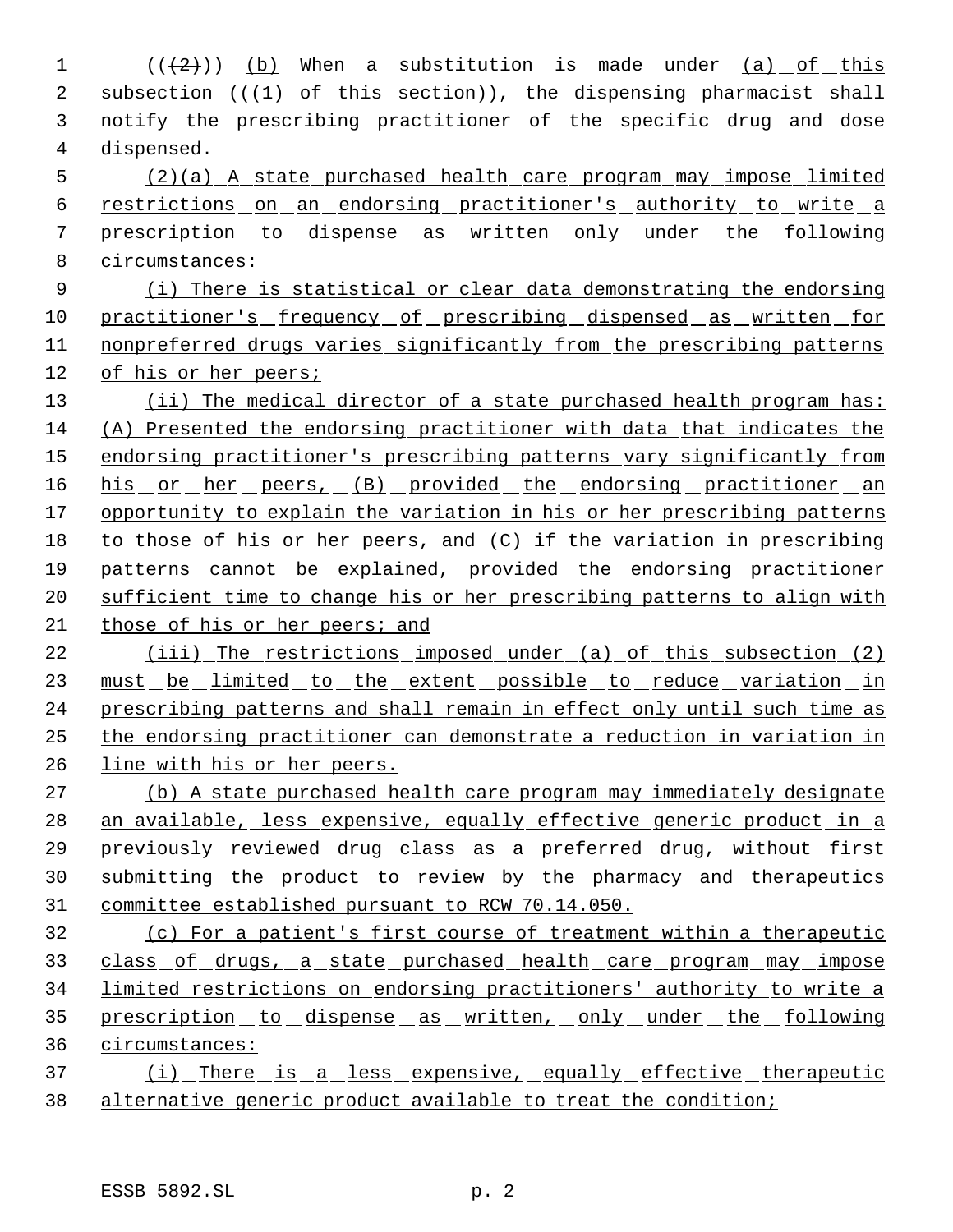((~~(2)~~)) <u>(b)</u> When a substitution is made under <u>(a) of this</u> subsection ((~~(1) of this section~~)), the dispensing pharmacist shall notify the prescribing practitioner of the specific drug and dose dispensed.

<u>(2)(a) A state purchased health care program may impose limited restrictions on an endorsing practitioner's authority to write a prescription to dispense as written only under the following circumstances:</u>

<u>(i) There is statistical or clear data demonstrating the endorsing practitioner's frequency of prescribing dispensed as written for nonpreferred drugs varies significantly from the prescribing patterns of his or her peers;</u>

<u>(ii) The medical director of a state purchased health program has: (A) Presented the endorsing practitioner with data that indicates the endorsing practitioner's prescribing patterns vary significantly from his or her peers, (B) provided the endorsing practitioner an opportunity to explain the variation in his or her prescribing patterns to those of his or her peers, and (C) if the variation in prescribing patterns cannot be explained, provided the endorsing practitioner sufficient time to change his or her prescribing patterns to align with those of his or her peers; and</u>

<u>(iii) The restrictions imposed under (a) of this subsection (2) must be limited to the extent possible to reduce variation in prescribing patterns and shall remain in effect only until such time as the endorsing practitioner can demonstrate a reduction in variation in line with his or her peers.</u>

<u>(b) A state purchased health care program may immediately designate an available, less expensive, equally effective generic product in a previously reviewed drug class as a preferred drug, without first submitting the product to review by the pharmacy and therapeutics committee established pursuant to RCW 70.14.050.</u>

<u>(c) For a patient's first course of treatment within a therapeutic class of drugs, a state purchased health care program may impose limited restrictions on endorsing practitioners' authority to write a prescription to dispense as written, only under the following circumstances:</u>

<u>(i) There is a less expensive, equally effective therapeutic alternative generic product available to treat the condition;</u>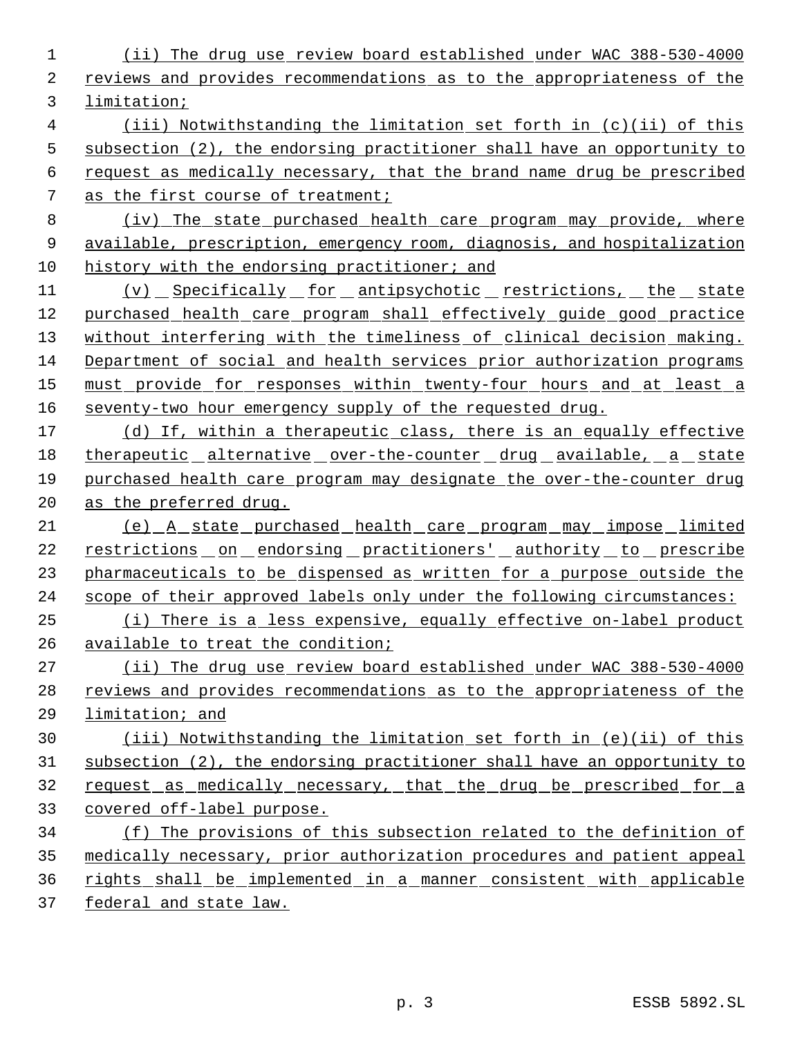(ii) The drug use review board established under WAC 388-530-4000 reviews and provides recommendations as to the appropriateness of the limitation;

(iii) Notwithstanding the limitation set forth in (c)(ii) of this subsection (2), the endorsing practitioner shall have an opportunity to request as medically necessary, that the brand name drug be prescribed as the first course of treatment;

(iv) The state purchased health care program may provide, where available, prescription, emergency room, diagnosis, and hospitalization history with the endorsing practitioner; and

(v) Specifically for antipsychotic restrictions, the state purchased health care program shall effectively guide good practice without interfering with the timeliness of clinical decision making. Department of social and health services prior authorization programs must provide for responses within twenty-four hours and at least a seventy-two hour emergency supply of the requested drug.

(d) If, within a therapeutic class, there is an equally effective therapeutic alternative over-the-counter drug available, a state purchased health care program may designate the over-the-counter drug as the preferred drug.

(e) A state purchased health care program may impose limited restrictions on endorsing practitioners' authority to prescribe pharmaceuticals to be dispensed as written for a purpose outside the scope of their approved labels only under the following circumstances:

(i) There is a less expensive, equally effective on-label product available to treat the condition;

(ii) The drug use review board established under WAC 388-530-4000 reviews and provides recommendations as to the appropriateness of the limitation; and

(iii) Notwithstanding the limitation set forth in (e)(ii) of this subsection (2), the endorsing practitioner shall have an opportunity to request as medically necessary, that the drug be prescribed for a covered off-label purpose.

(f) The provisions of this subsection related to the definition of medically necessary, prior authorization procedures and patient appeal rights shall be implemented in a manner consistent with applicable federal and state law.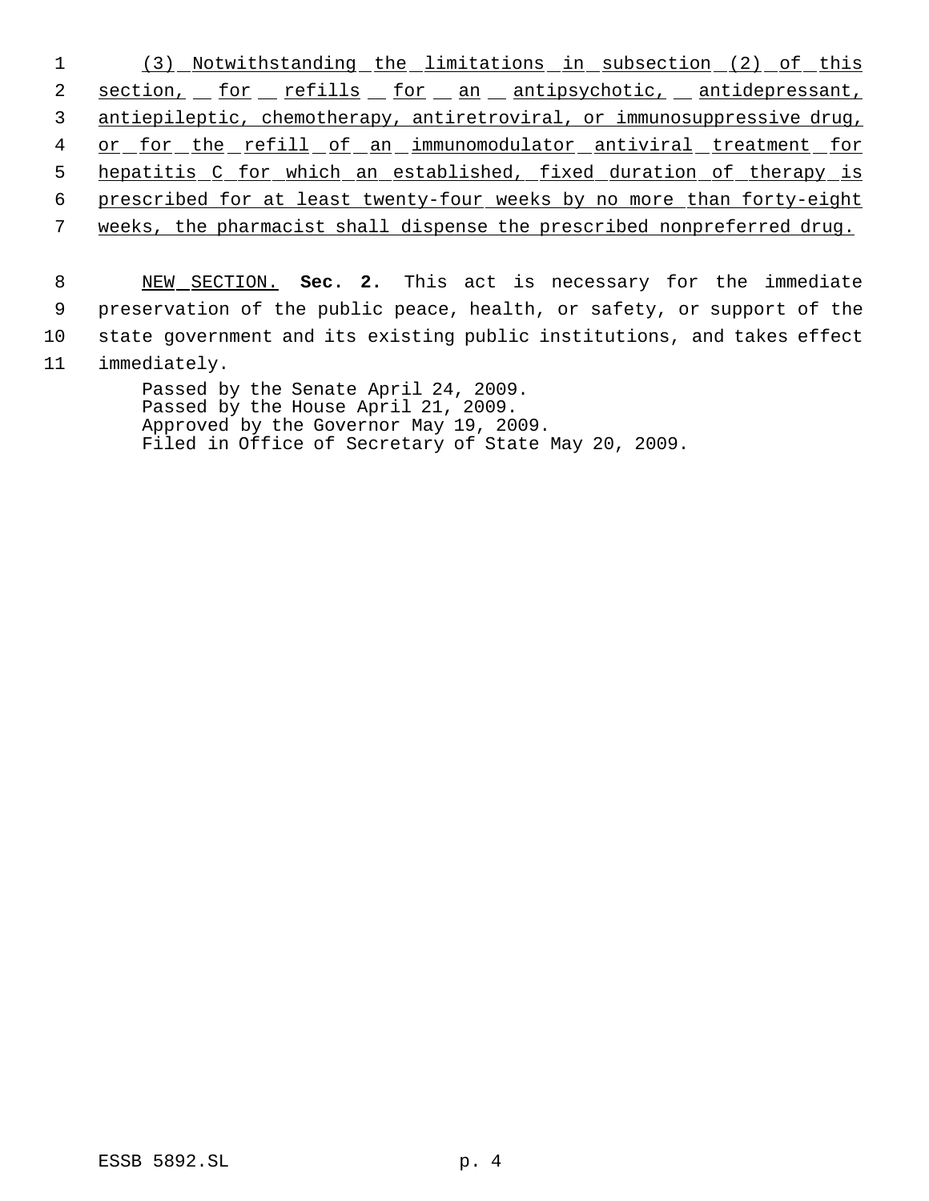(3) Notwithstanding the limitations in subsection (2) of this section, for refills for an antipsychotic, antidepressant, antiepileptic, chemotherapy, antiretroviral, or immunosuppressive drug, or for the refill of an immunomodulator antiviral treatment for hepatitis C for which an established, fixed duration of therapy is prescribed for at least twenty-four weeks by no more than forty-eight weeks, the pharmacist shall dispense the prescribed nonpreferred drug.

NEW SECTION. **Sec. 2.** This act is necessary for the immediate preservation of the public peace, health, or safety, or support of the state government and its existing public institutions, and takes effect immediately.

Passed by the Senate April 24, 2009.
Passed by the House April 21, 2009.
Approved by the Governor May 19, 2009.
Filed in Office of Secretary of State May 20, 2009.